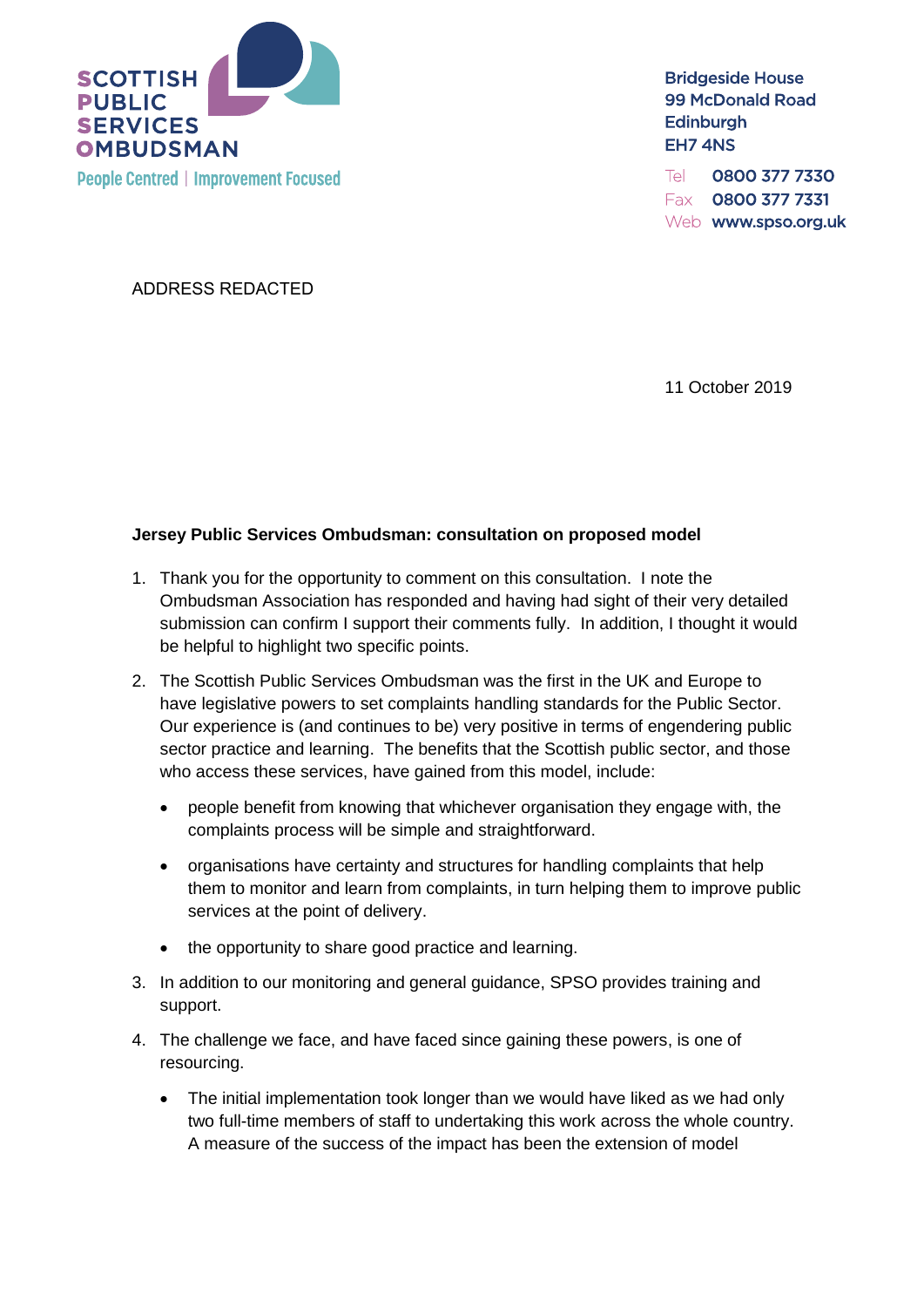SCOTTISH PUBLIC SERVICES OMBUDSMAN

People Centred | Improvement Focused

Bridgeside House
99 McDonald Road
Edinburgh
EH7 4NS

Tel 0800 377 7330
Fax 0800 377 7331
Web www.spso.org.uk

ADDRESS REDACTED

11 October 2019

**Jersey Public Services Ombudsman: consultation on proposed model**

1. Thank you for the opportunity to comment on this consultation. I note the Ombudsman Association has responded and having had sight of their very detailed submission can confirm I support their comments fully. In addition, I thought it would be helpful to highlight two specific points.

2. The Scottish Public Services Ombudsman was the first in the UK and Europe to have legislative powers to set complaints handling standards for the Public Sector. Our experience is (and continues to be) very positive in terms of engendering public sector practice and learning. The benefits that the Scottish public sector, and those who access these services, have gained from this model, include:

   - people benefit from knowing that whichever organisation they engage with, the complaints process will be simple and straightforward.

   - organisations have certainty and structures for handling complaints that help them to monitor and learn from complaints, in turn helping them to improve public services at the point of delivery.

   - the opportunity to share good practice and learning.

3. In addition to our monitoring and general guidance, SPSO provides training and support.

4. The challenge we face, and have faced since gaining these powers, is one of resourcing.

   - The initial implementation took longer than we would have liked as we had only two full-time members of staff to undertaking this work across the whole country. A measure of the success of the impact has been the extension of model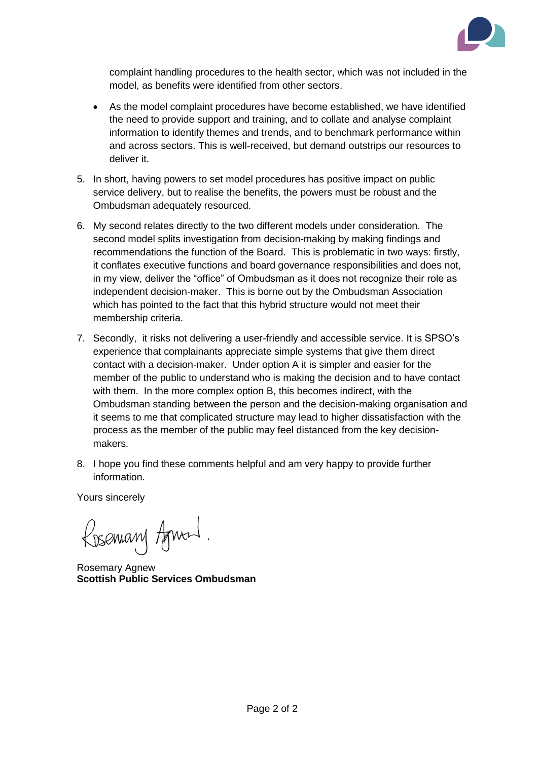complaint handling procedures to the health sector, which was not included in the model, as benefits were identified from other sectors.

- As the model complaint procedures have become established, we have identified the need to provide support and training, and to collate and analyse complaint information to identify themes and trends, and to benchmark performance within and across sectors. This is well-received, but demand outstrips our resources to deliver it.

5. In short, having powers to set model procedures has positive impact on public service delivery, but to realise the benefits, the powers must be robust and the Ombudsman adequately resourced.

6. My second relates directly to the two different models under consideration. The second model splits investigation from decision-making by making findings and recommendations the function of the Board. This is problematic in two ways: firstly, it conflates executive functions and board governance responsibilities and does not, in my view, deliver the "office" of Ombudsman as it does not recognize their role as independent decision-maker. This is borne out by the Ombudsman Association which has pointed to the fact that this hybrid structure would not meet their membership criteria.

7. Secondly, it risks not delivering a user-friendly and accessible service. It is SPSO's experience that complainants appreciate simple systems that give them direct contact with a decision-maker. Under option A it is simpler and easier for the member of the public to understand who is making the decision and to have contact with them. In the more complex option B, this becomes indirect, with the Ombudsman standing between the person and the decision-making organisation and it seems to me that complicated structure may lead to higher dissatisfaction with the process as the member of the public may feel distanced from the key decision-makers.

8. I hope you find these comments helpful and am very happy to provide further information.

Yours sincerely

Rosemary Agnew

Rosemary Agnew
**Scottish Public Services Ombudsman**